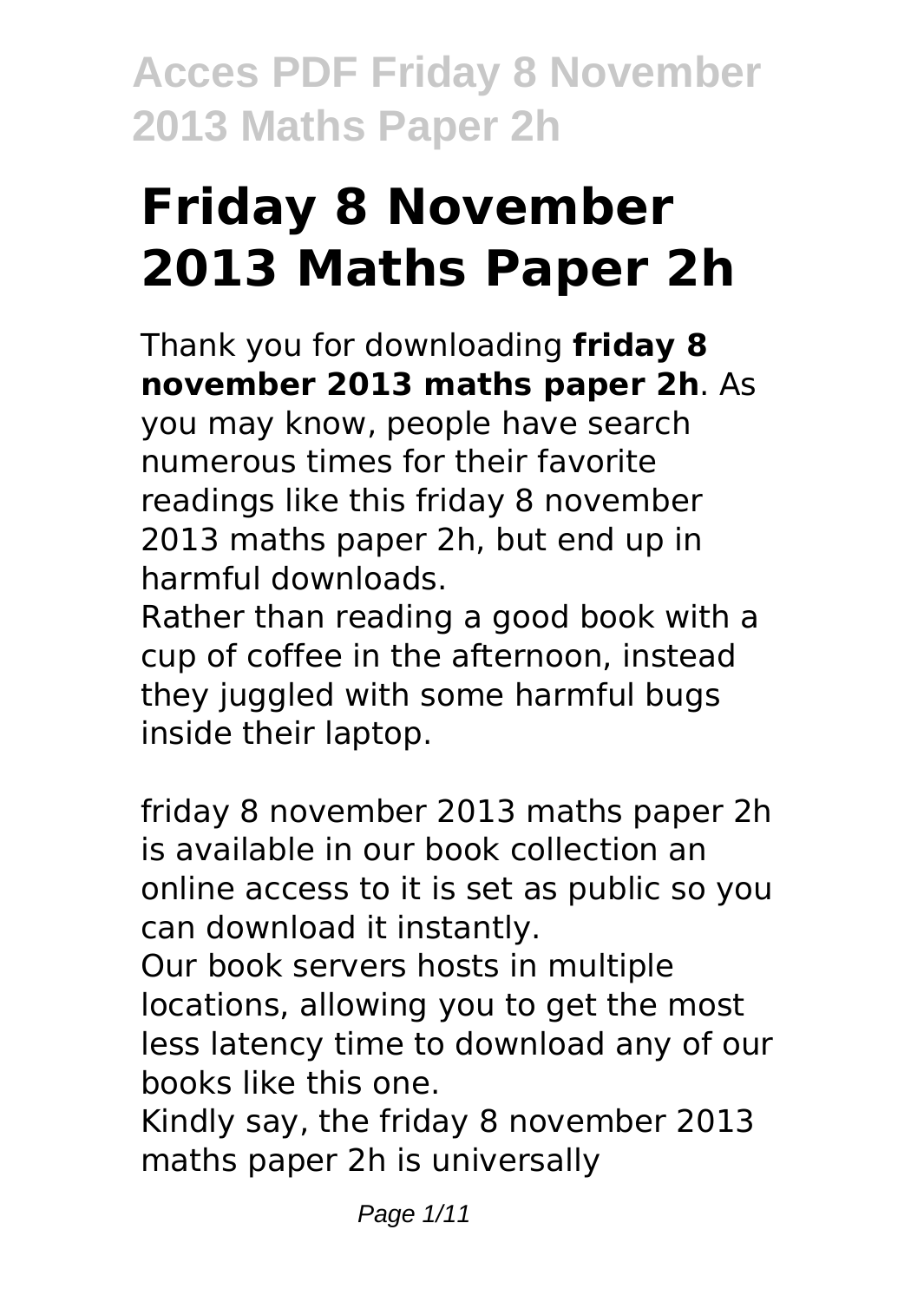# Friday 8 November 2013 Maths Paper 2h

Thank you for downloading **friday 8 november 2013 maths paper 2h**. As you may know, people have search numerous times for their favorite readings like this friday 8 november 2013 maths paper 2h, but end up in harmful downloads.

Rather than reading a good book with a cup of coffee in the afternoon, instead they juggled with some harmful bugs inside their laptop.

friday 8 november 2013 maths paper 2h is available in our book collection an online access to it is set as public so you can download it instantly.

Our book servers hosts in multiple locations, allowing you to get the most less latency time to download any of our books like this one.

Kindly say, the friday 8 november 2013 maths paper 2h is universally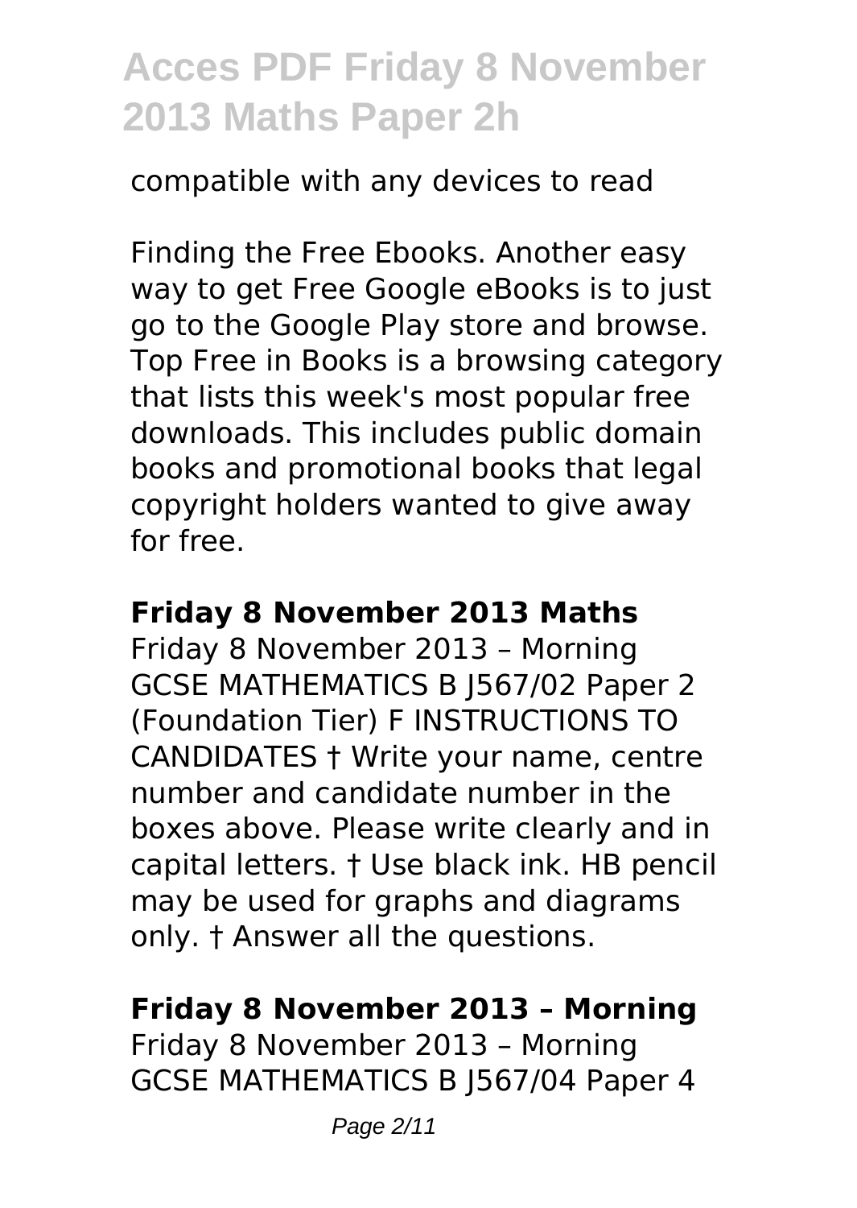compatible with any devices to read

Finding the Free Ebooks. Another easy way to get Free Google eBooks is to just go to the Google Play store and browse. Top Free in Books is a browsing category that lists this week's most popular free downloads. This includes public domain books and promotional books that legal copyright holders wanted to give away for free.

### Friday 8 November 2013 Maths

Friday 8 November 2013 – Morning GCSE MATHEMATICS B J567/02 Paper 2 (Foundation Tier) F INSTRUCTIONS TO CANDIDATES † Write your name, centre number and candidate number in the boxes above. Please write clearly and in capital letters. † Use black ink. HB pencil may be used for graphs and diagrams only. † Answer all the questions.

### Friday 8 November 2013 – Morning

Friday 8 November 2013 – Morning GCSE MATHEMATICS B J567/04 Paper 4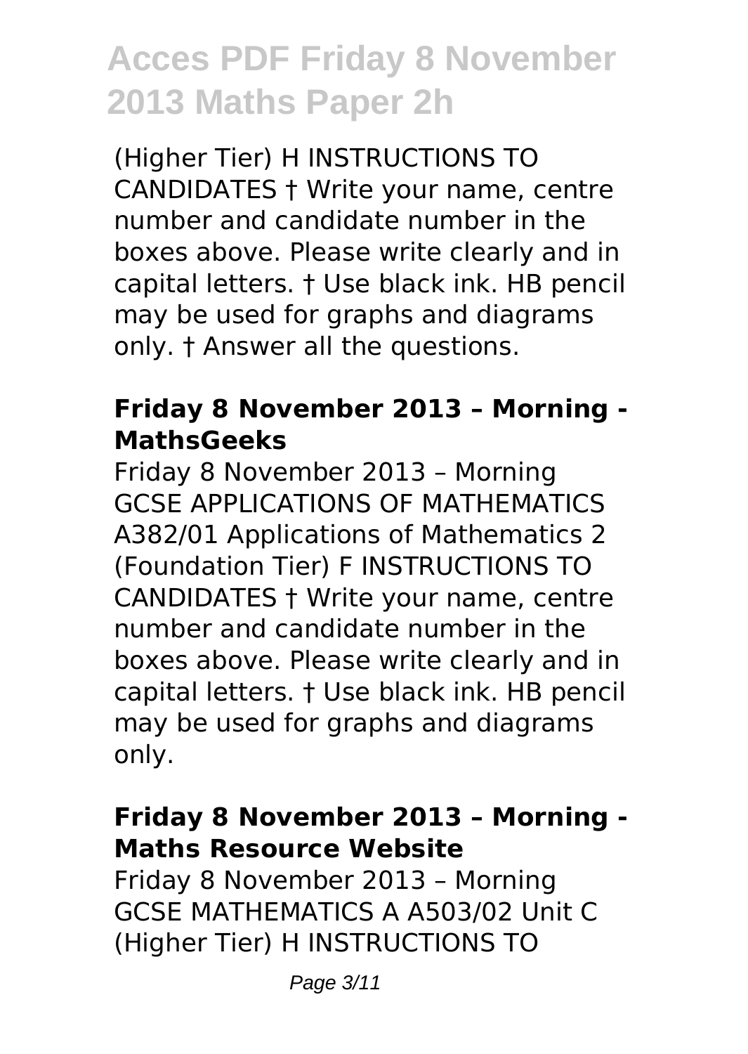(Higher Tier) H INSTRUCTIONS TO CANDIDATES † Write your name, centre number and candidate number in the boxes above. Please write clearly and in capital letters. † Use black ink. HB pencil may be used for graphs and diagrams only. † Answer all the questions.

### Friday 8 November 2013 – Morning - MathsGeeks

Friday 8 November 2013 – Morning GCSE APPLICATIONS OF MATHEMATICS A382/01 Applications of Mathematics 2 (Foundation Tier) F INSTRUCTIONS TO CANDIDATES † Write your name, centre number and candidate number in the boxes above. Please write clearly and in capital letters. † Use black ink. HB pencil may be used for graphs and diagrams only.

### Friday 8 November 2013 – Morning - Maths Resource Website

Friday 8 November 2013 – Morning GCSE MATHEMATICS A A503/02 Unit C (Higher Tier) H INSTRUCTIONS TO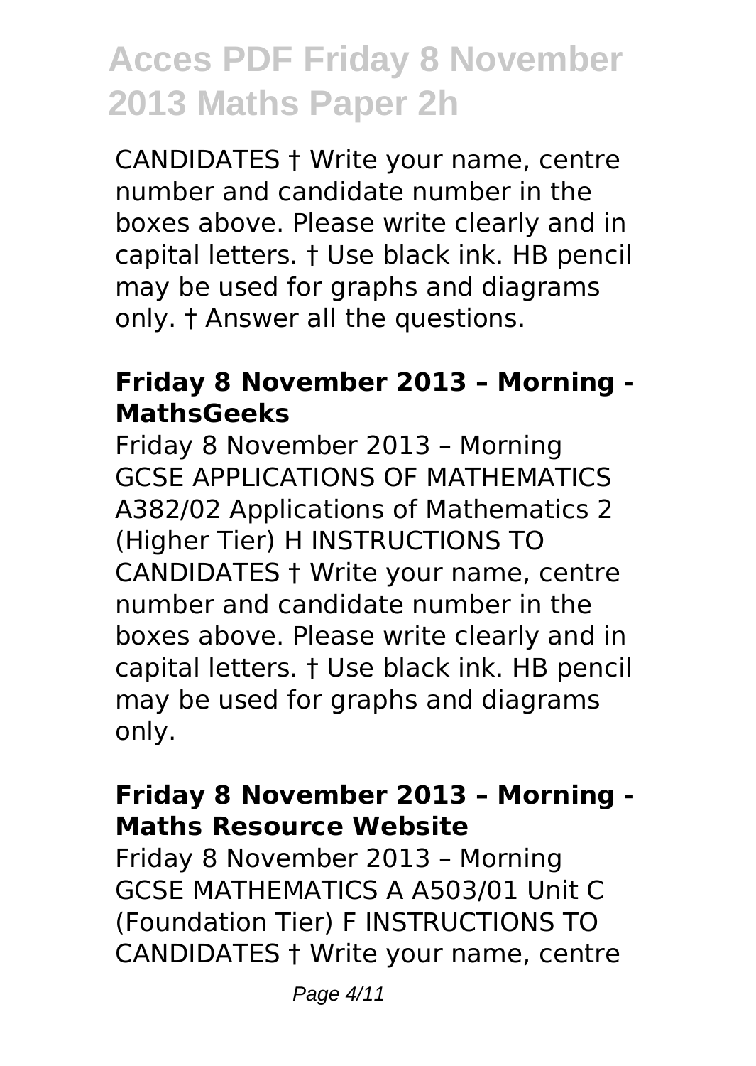CANDIDATES † Write your name, centre number and candidate number in the boxes above. Please write clearly and in capital letters. † Use black ink. HB pencil may be used for graphs and diagrams only. † Answer all the questions.

### Friday 8 November 2013 – Morning - MathsGeeks

Friday 8 November 2013 – Morning GCSE APPLICATIONS OF MATHEMATICS A382/02 Applications of Mathematics 2 (Higher Tier) H INSTRUCTIONS TO CANDIDATES † Write your name, centre number and candidate number in the boxes above. Please write clearly and in capital letters. † Use black ink. HB pencil may be used for graphs and diagrams only.

### Friday 8 November 2013 – Morning - Maths Resource Website

Friday 8 November 2013 – Morning GCSE MATHEMATICS A A503/01 Unit C (Foundation Tier) F INSTRUCTIONS TO CANDIDATES † Write your name, centre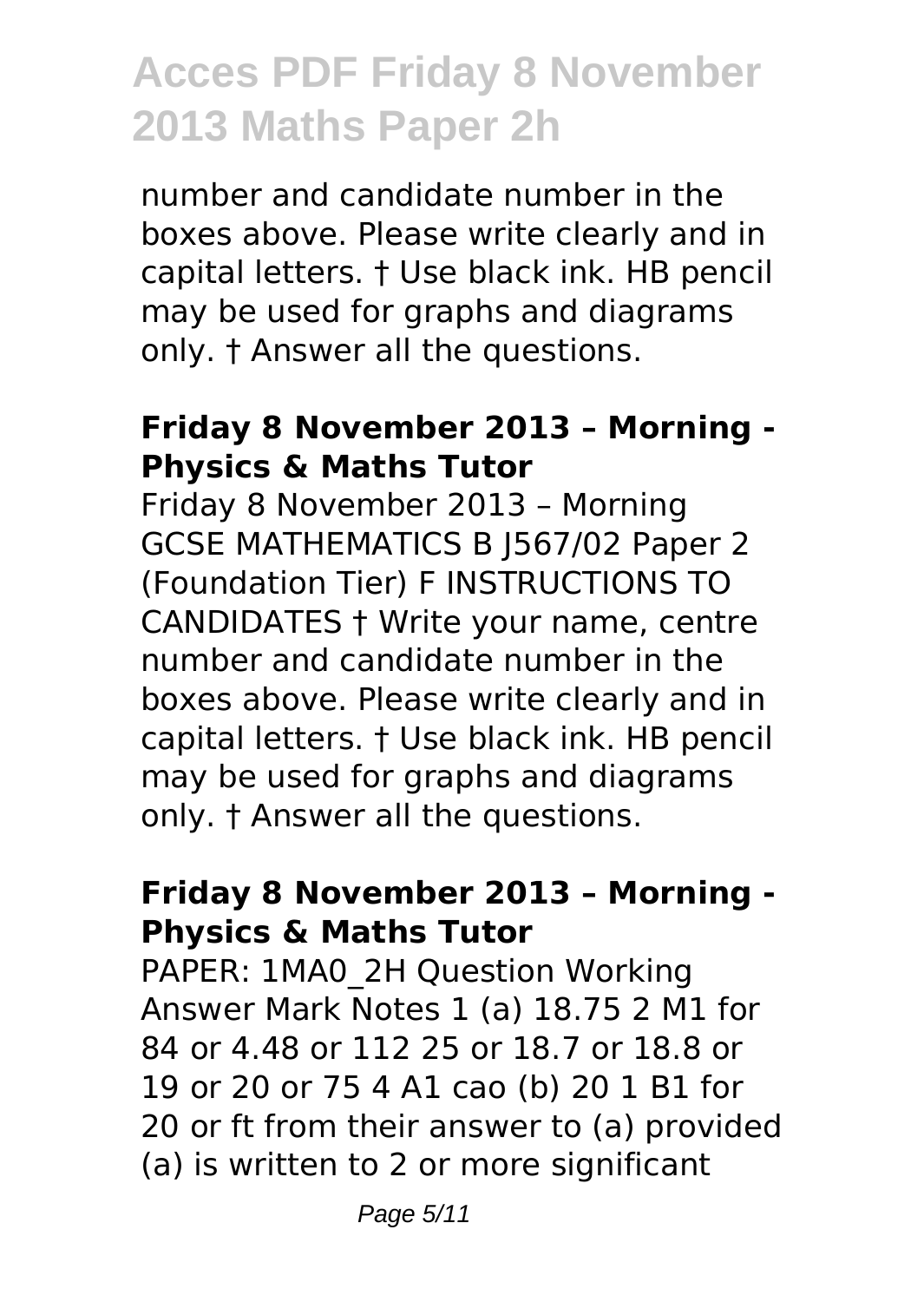number and candidate number in the boxes above. Please write clearly and in capital letters. † Use black ink. HB pencil may be used for graphs and diagrams only. † Answer all the questions.

### Friday 8 November 2013 – Morning - Physics & Maths Tutor

Friday 8 November 2013 – Morning GCSE MATHEMATICS B J567/02 Paper 2 (Foundation Tier) F INSTRUCTIONS TO CANDIDATES † Write your name, centre number and candidate number in the boxes above. Please write clearly and in capital letters. † Use black ink. HB pencil may be used for graphs and diagrams only. † Answer all the questions.

### Friday 8 November 2013 – Morning - Physics & Maths Tutor

PAPER: 1MA0_2H Question Working Answer Mark Notes 1 (a) 18.75 2 M1 for 84 or 4.48 or 112 25 or 18.7 or 18.8 or 19 or 20 or 75 4 A1 cao (b) 20 1 B1 for 20 or ft from their answer to (a) provided (a) is written to 2 or more significant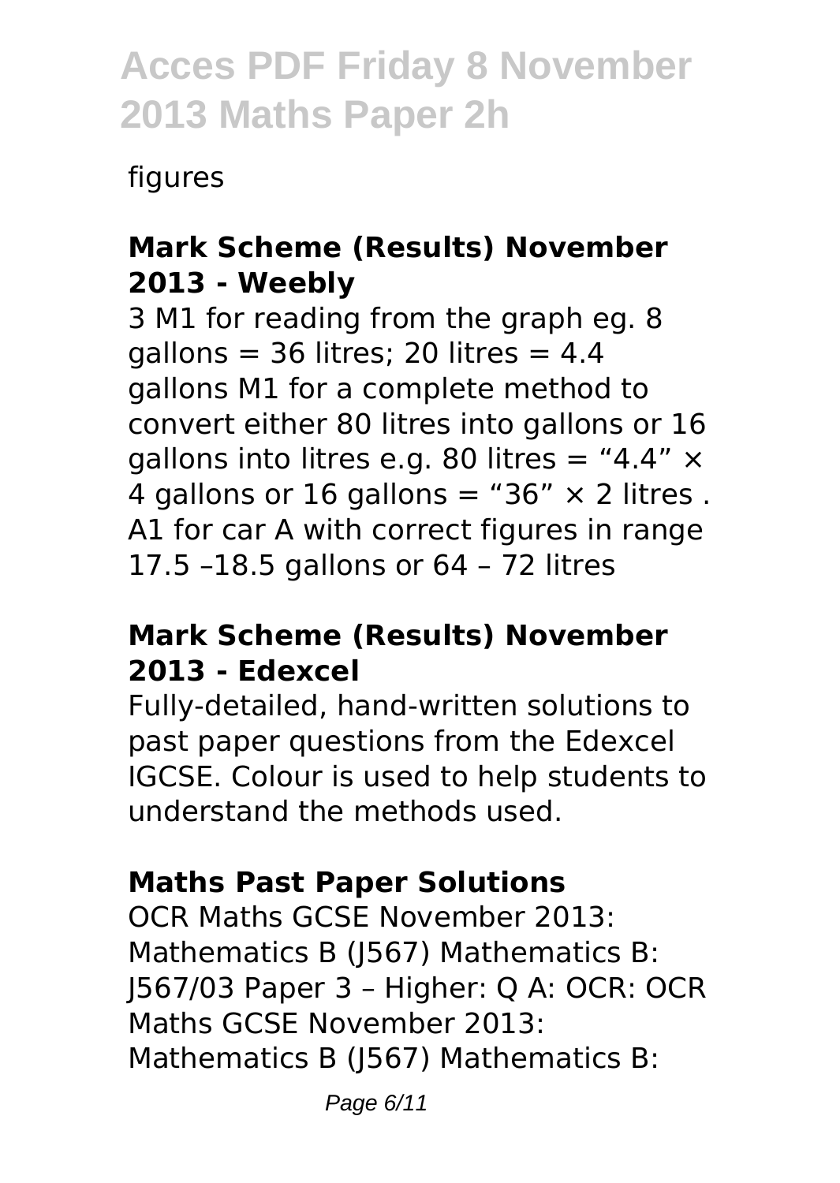figures

### Mark Scheme (Results) November 2013 - Weebly

3 M1 for reading from the graph eg. 8 gallons = 36 litres; 20 litres = 4.4 gallons M1 for a complete method to convert either 80 litres into gallons or 16 gallons into litres e.g. 80 litres = "4.4" × 4 gallons or 16 gallons = "36" × 2 litres . A1 for car A with correct figures in range 17.5 –18.5 gallons or 64 – 72 litres

### Mark Scheme (Results) November 2013 - Edexcel

Fully-detailed, hand-written solutions to past paper questions from the Edexcel IGCSE. Colour is used to help students to understand the methods used.

### Maths Past Paper Solutions

OCR Maths GCSE November 2013: Mathematics B (J567) Mathematics B: J567/03 Paper 3 – Higher: Q A: OCR: OCR Maths GCSE November 2013: Mathematics B (J567) Mathematics B: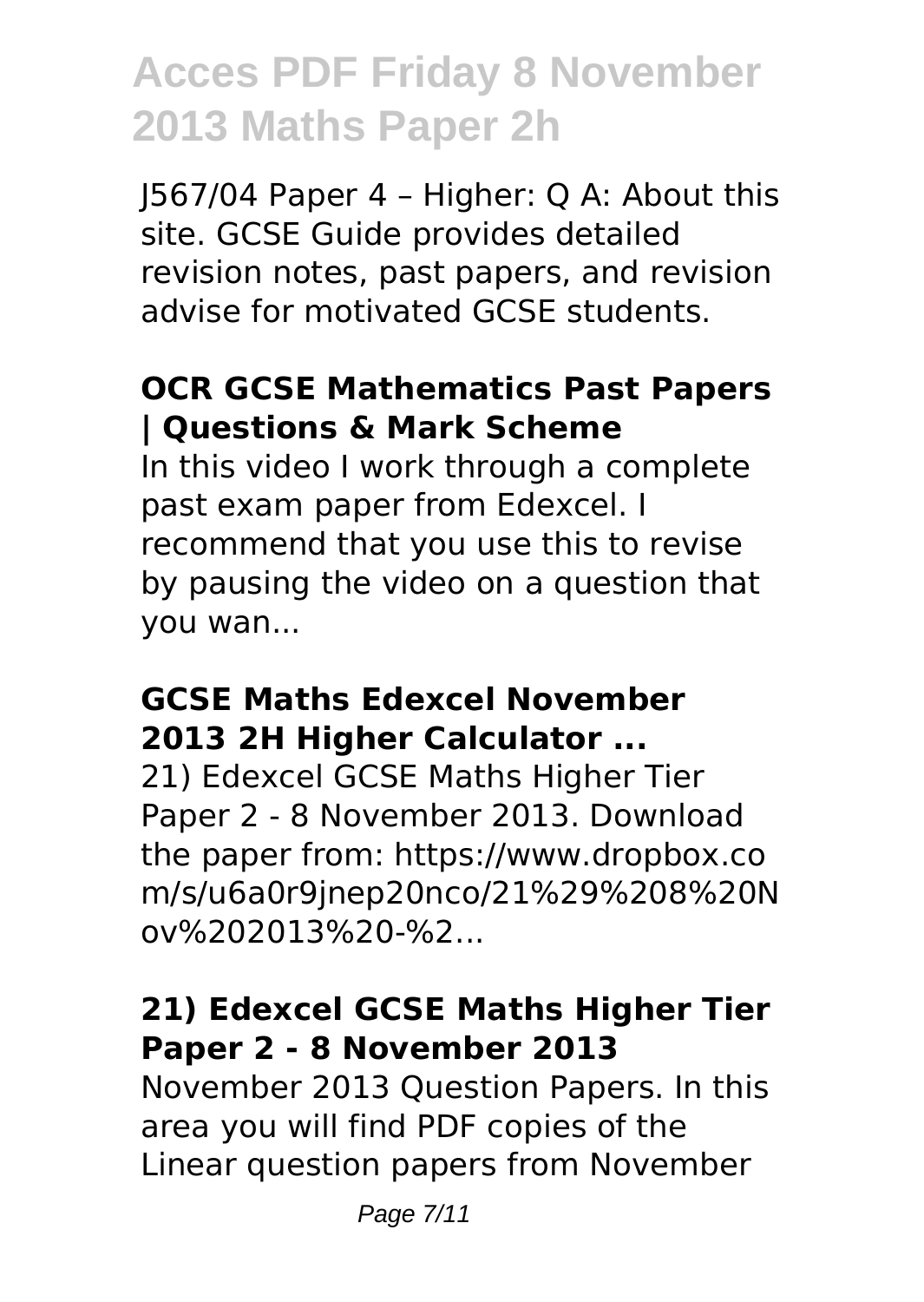J567/04 Paper 4 – Higher: Q A: About this site. GCSE Guide provides detailed revision notes, past papers, and revision advise for motivated GCSE students.

## OCR GCSE Mathematics Past Papers | Questions & Mark Scheme

In this video I work through a complete past exam paper from Edexcel. I recommend that you use this to revise by pausing the video on a question that you wan...

## GCSE Maths Edexcel November 2013 2H Higher Calculator ...

21) Edexcel GCSE Maths Higher Tier Paper 2 - 8 November 2013. Download the paper from: https://www.dropbox.com/s/u6a0r9jnep20nco/21%29%208%20Nov%202013%20-%2...

## 21) Edexcel GCSE Maths Higher Tier Paper 2 - 8 November 2013

November 2013 Question Papers. In this area you will find PDF copies of the Linear question papers from November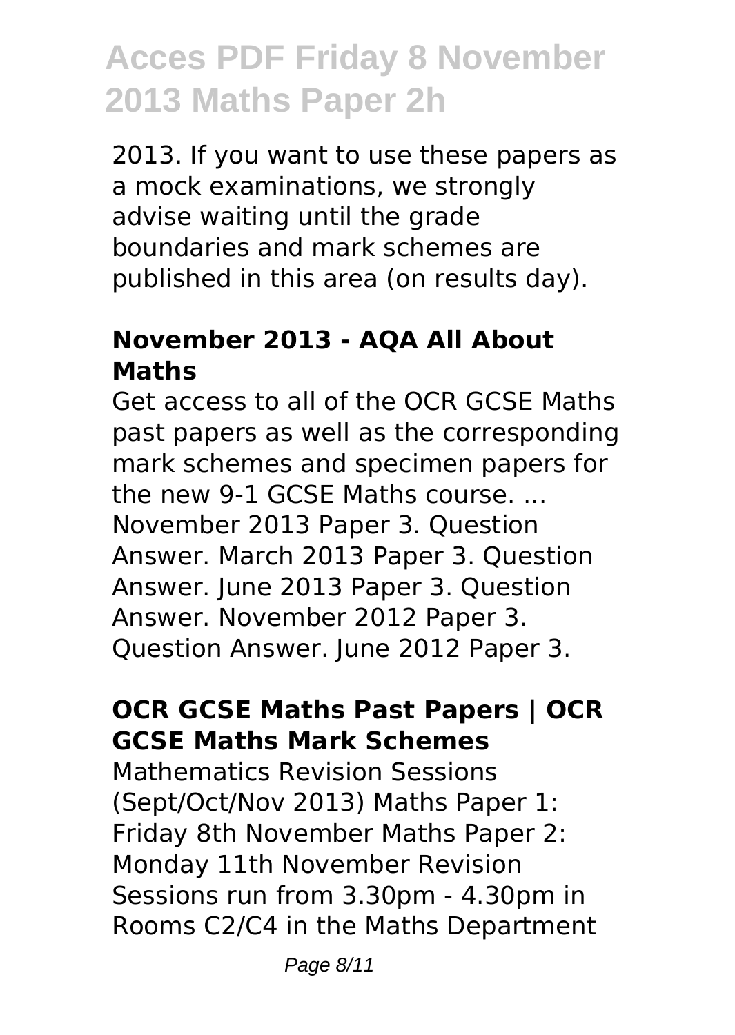2013. If you want to use these papers as a mock examinations, we strongly advise waiting until the grade boundaries and mark schemes are published in this area (on results day).

### November 2013 - AQA All About Maths

Get access to all of the OCR GCSE Maths past papers as well as the corresponding mark schemes and specimen papers for the new 9-1 GCSE Maths course. ... November 2013 Paper 3. Question Answer. March 2013 Paper 3. Question Answer. June 2013 Paper 3. Question Answer. November 2012 Paper 3. Question Answer. June 2012 Paper 3.

### OCR GCSE Maths Past Papers | OCR GCSE Maths Mark Schemes

Mathematics Revision Sessions (Sept/Oct/Nov 2013) Maths Paper 1: Friday 8th November Maths Paper 2: Monday 11th November Revision Sessions run from 3.30pm - 4.30pm in Rooms C2/C4 in the Maths Department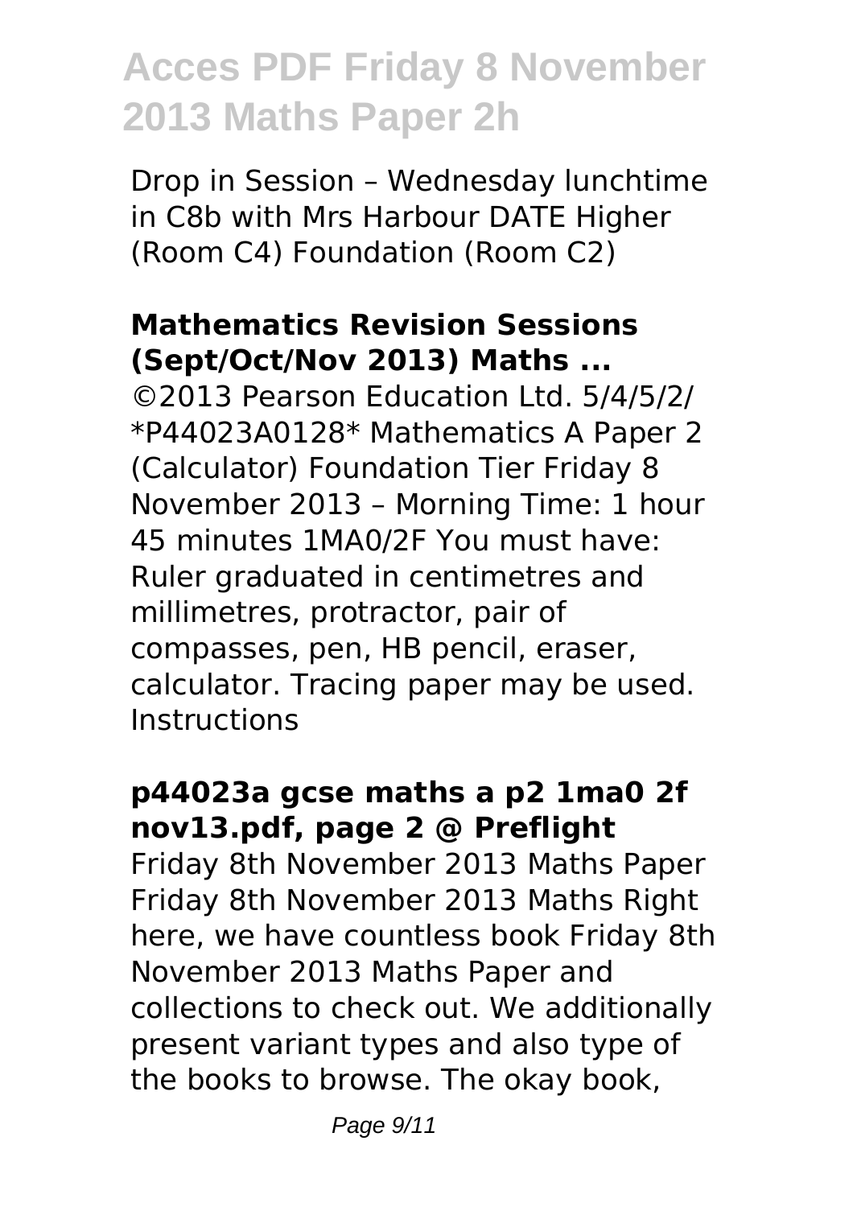Drop in Session – Wednesday lunchtime in C8b with Mrs Harbour DATE Higher (Room C4) Foundation (Room C2)

### **Mathematics Revision Sessions (Sept/Oct/Nov 2013) Maths ...**

©2013 Pearson Education Ltd. 5/4/5/2/ *P44023A0128* Mathematics A Paper 2 (Calculator) Foundation Tier Friday 8 November 2013 – Morning Time: 1 hour 45 minutes 1MA0/2F You must have: Ruler graduated in centimetres and millimetres, protractor, pair of compasses, pen, HB pencil, eraser, calculator. Tracing paper may be used. Instructions

### **p44023a gcse maths a p2 1ma0 2f nov13.pdf, page 2 @ Preflight**

Friday 8th November 2013 Maths Paper Friday 8th November 2013 Maths Right here, we have countless book Friday 8th November 2013 Maths Paper and collections to check out. We additionally present variant types and also type of the books to browse. The okay book,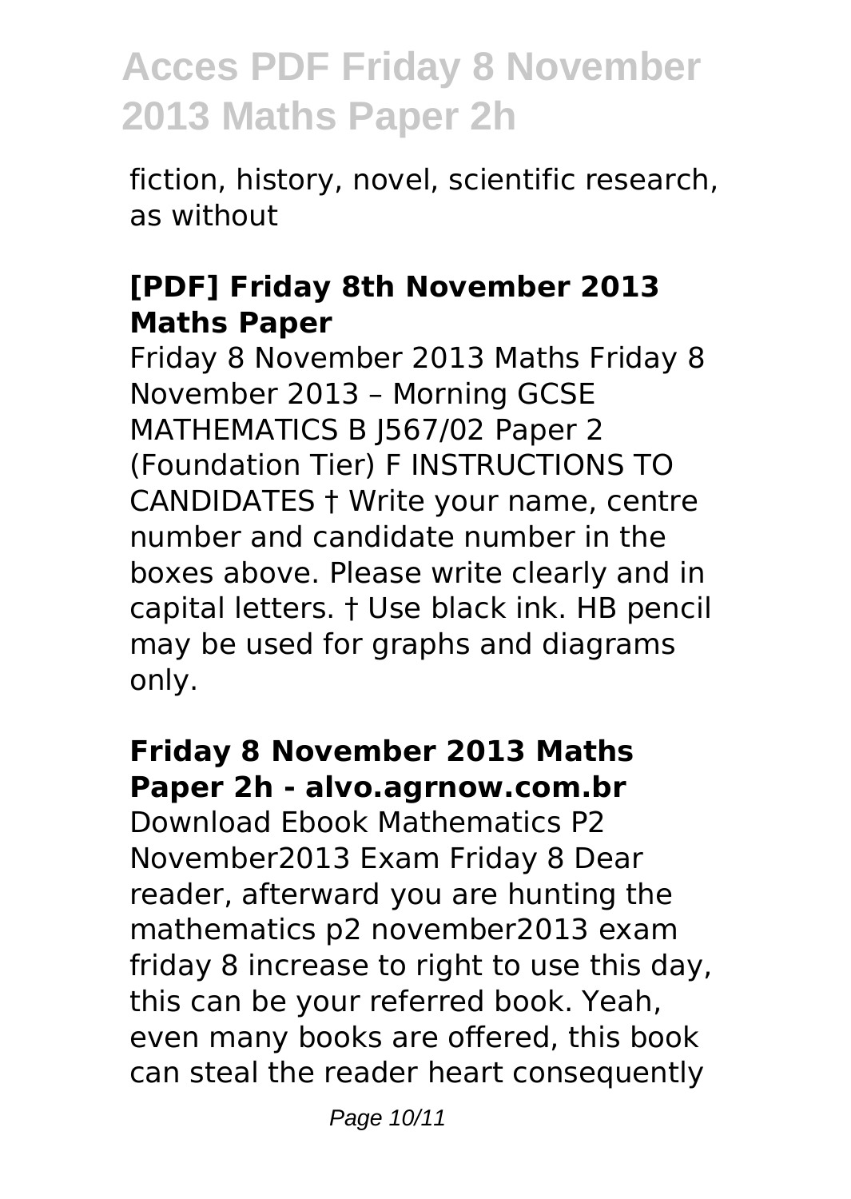fiction, history, novel, scientific research, as without

### [PDF] Friday 8th November 2013 Maths Paper

Friday 8 November 2013 Maths Friday 8 November 2013 – Morning GCSE MATHEMATICS B J567/02 Paper 2 (Foundation Tier) F INSTRUCTIONS TO CANDIDATES † Write your name, centre number and candidate number in the boxes above. Please write clearly and in capital letters. † Use black ink. HB pencil may be used for graphs and diagrams only.

### Friday 8 November 2013 Maths Paper 2h - alvo.agrnow.com.br

Download Ebook Mathematics P2 November2013 Exam Friday 8 Dear reader, afterward you are hunting the mathematics p2 november2013 exam friday 8 increase to right to use this day, this can be your referred book. Yeah, even many books are offered, this book can steal the reader heart consequently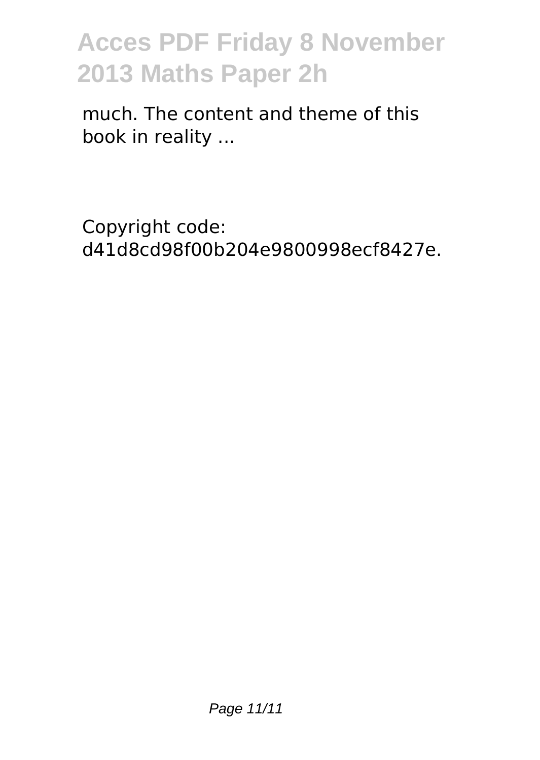much. The content and theme of this book in reality ...

Copyright code: d41d8cd98f00b204e9800998ecf8427e.